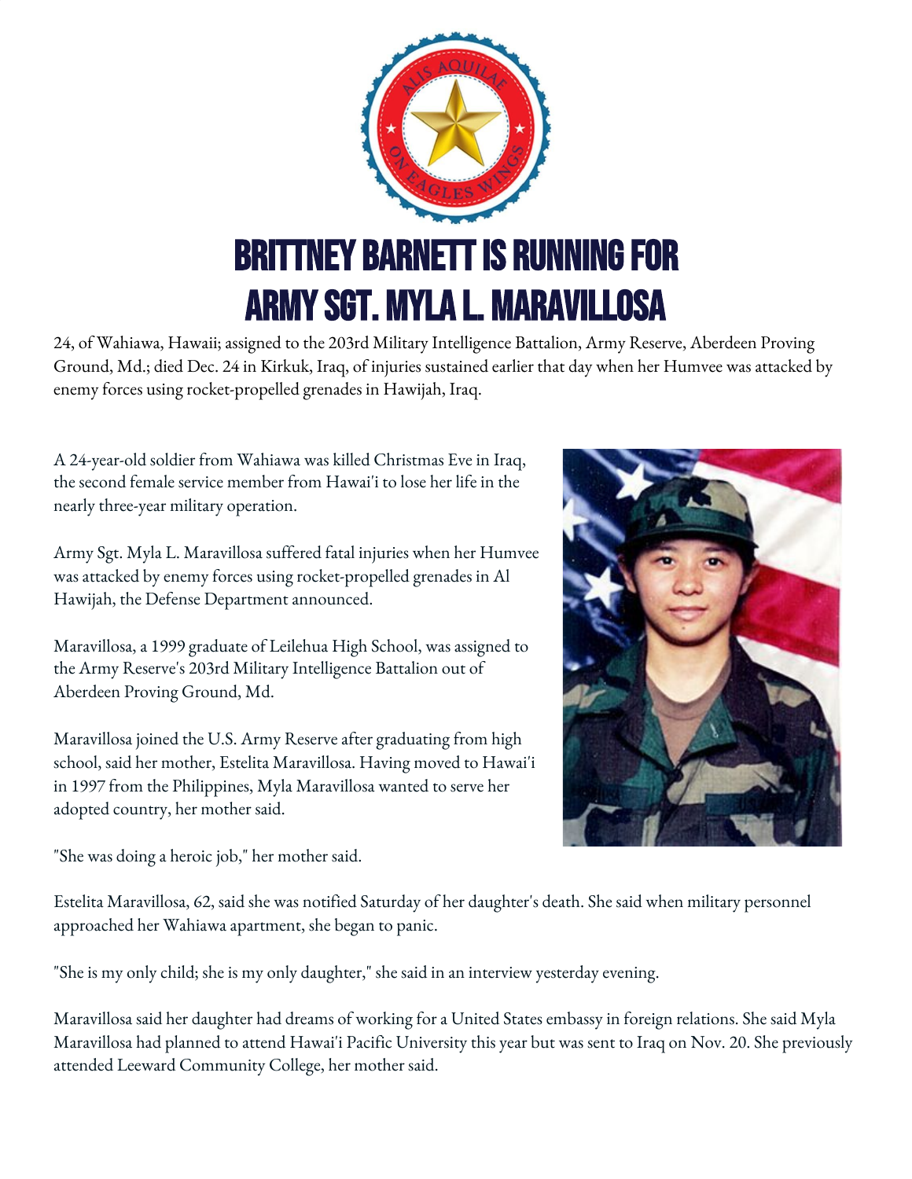# BRITTNEY BARNETT IS RUNNING FOR ARMY SGT. MYLA L. MARAVILLOSA

24, of Wahiawa, Hawaii; assigned to the 203rd Military Intelligence Battalion, Army Reserve, Aberdeen Proving Ground, Md.; died Dec. 24 in Kirkuk, Iraq, of injuries sustained earlier that day when her Humvee was attacked by enemy forces using rocket-propelled grenades in Hawijah, Iraq.

A 24-year-old soldier from Wahiawa was killed Christmas Eve in Iraq, the second female service member from Hawai'i to lose her life in the nearly three-year military operation.

Army Sgt. Myla L. Maravillosa suffered fatal injuries when her Humvee was attacked by enemy forces using rocket-propelled grenades in Al Hawijah, the Defense Department announced.

Maravillosa, a 1999 graduate of Leilehua High School, was assigned to the Army Reserve's 203rd Military Intelligence Battalion out of Aberdeen Proving Ground, Md.

Maravillosa joined the U.S. Army Reserve after graduating from high school, said her mother, Estelita Maravillosa. Having moved to Hawai'i in 1997 from the Philippines, Myla Maravillosa wanted to serve her adopted country, her mother said.

"She was doing a heroic job," her mother said.

Estelita Maravillosa, 62, said she was notified Saturday of her daughter's death. She said when military personnel approached her Wahiawa apartment, she began to panic.

"She is my only child; she is my only daughter," she said in an interview yesterday evening.

Maravillosa said her daughter had dreams of working for a United States embassy in foreign relations. She said Myla Maravillosa had planned to attend Hawai'i Pacific University this year but was sent to Iraq on Nov. 20. She previously attended Leeward Community College, her mother said.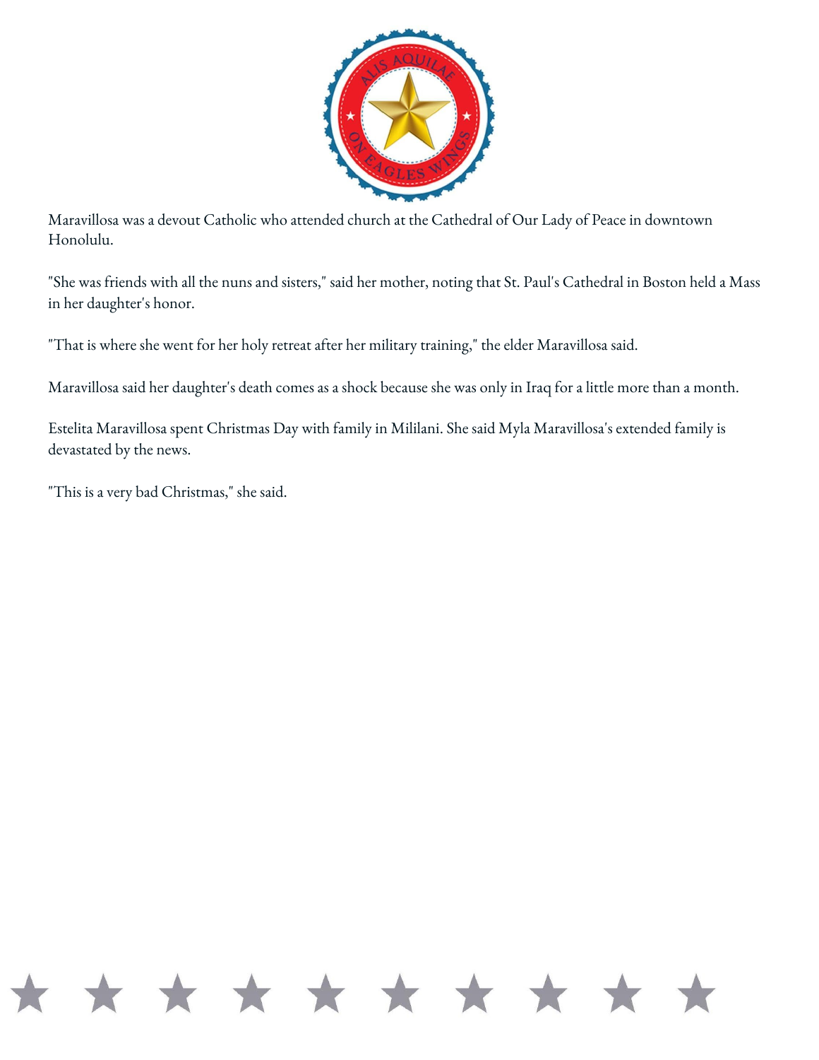Maravillosa was a devout Catholic who attended church at the Cathedral of Our Lady of Peace in downtown Honolulu.

"She was friends with all the nuns and sisters," said her mother, noting that St. Paul's Cathedral in Boston held a Mass in her daughter's honor.

"That is where she went for her holy retreat after her military training," the elder Maravillosa said.

Maravillosa said her daughter's death comes as a shock because she was only in Iraq for a little more than a month.

Estelita Maravillosa spent Christmas Day with family in Mililani. She said Myla Maravillosa's extended family is devastated by the news.

"This is a very bad Christmas," she said.